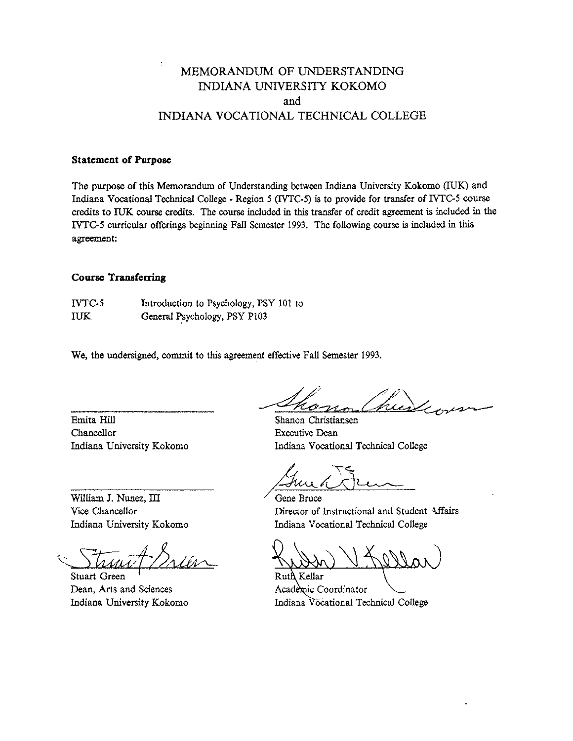# MEMORANDUM OF UNDERSTANDING
# INDIANA UNIVERSITY KOKOMO
# and
# INDIANA VOCATIONAL TECHNICAL COLLEGE

**Statement of Purpose**

The purpose of this Memorandum of Understanding between Indiana University Kokomo (IUK) and Indiana Vocational Technical College - Region 5 (IVTC-5) is to provide for transfer of IVTC-5 course credits to IUK course credits. The course included in this transfer of credit agreement is included in the IVTC-5 curricular offerings beginning Fall Semester 1993. The following course is included in this agreement:

**Course Transferring**

| | |
|---|---|
| IVTC-5 | Introduction to Psychology, PSY 101 to |
| IUK | General Psychology, PSY P103 |

We, the undersigned, commit to this agreement effective Fall Semester 1993.

Emita Hill
Chancellor
Indiana University Kokomo

William J. Nunez, III
Vice Chancellor
Indiana University Kokomo

Stuart Green
Dean, Arts and Sciences
Indiana University Kokomo

Shanon Christiansen
Executive Dean
Indiana Vocational Technical College

Gene Bruce
Director of Instructional and Student Affairs
Indiana Vocational Technical College

Ruth Kellar
Academic Coordinator
Indiana Vocational Technical College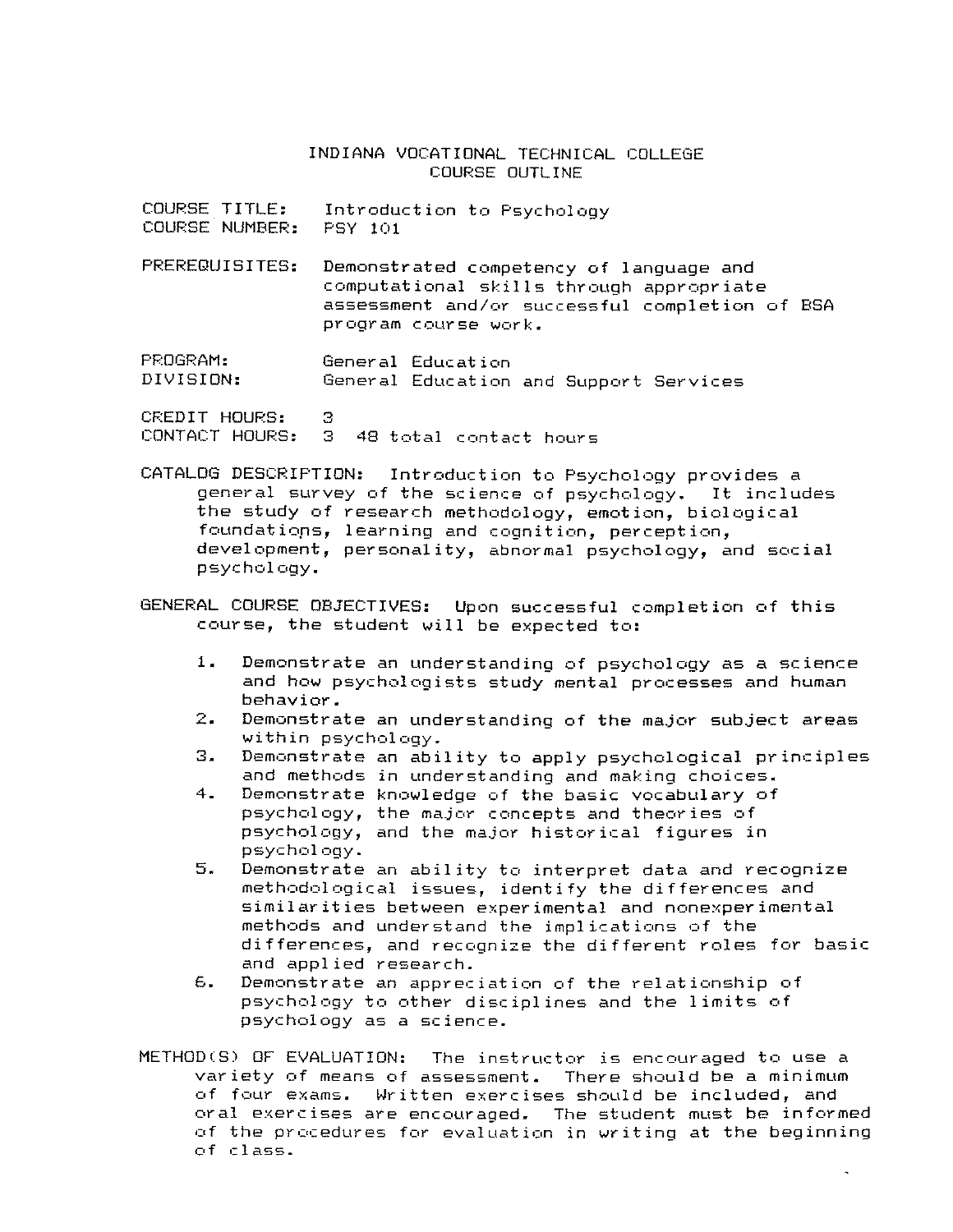# INDIANA VOCATIONAL TECHNICAL COLLEGE
## COURSE OUTLINE

COURSE TITLE: Introduction to Psychology
COURSE NUMBER: PSY 101

PREREQUISITES: Demonstrated competency of language and computational skills through appropriate assessment and/or successful completion of BSA program course work.

PROGRAM: General Education
DIVISION: General Education and Support Services

CREDIT HOURS: 3
CONTACT HOURS: 3 48 total contact hours

CATALOG DESCRIPTION: Introduction to Psychology provides a general survey of the science of psychology. It includes the study of research methodology, emotion, biological foundations, learning and cognition, perception, development, personality, abnormal psychology, and social psychology.

GENERAL COURSE OBJECTIVES: Upon successful completion of this course, the student will be expected to:

1. Demonstrate an understanding of psychology as a science and how psychologists study mental processes and human behavior.
2. Demonstrate an understanding of the major subject areas within psychology.
3. Demonstrate an ability to apply psychological principles and methods in understanding and making choices.
4. Demonstrate knowledge of the basic vocabulary of psychology, the major concepts and theories of psychology, and the major historical figures in psychology.
5. Demonstrate an ability to interpret data and recognize methodological issues, identify the differences and similarities between experimental and nonexperimental methods and understand the implications of the differences, and recognize the different roles for basic and applied research.
6. Demonstrate an appreciation of the relationship of psychology to other disciplines and the limits of psychology as a science.

METHOD(S) OF EVALUATION: The instructor is encouraged to use a variety of means of assessment. There should be a minimum of four exams. Written exercises should be included, and oral exercises are encouraged. The student must be informed of the procedures for evaluation in writing at the beginning of class.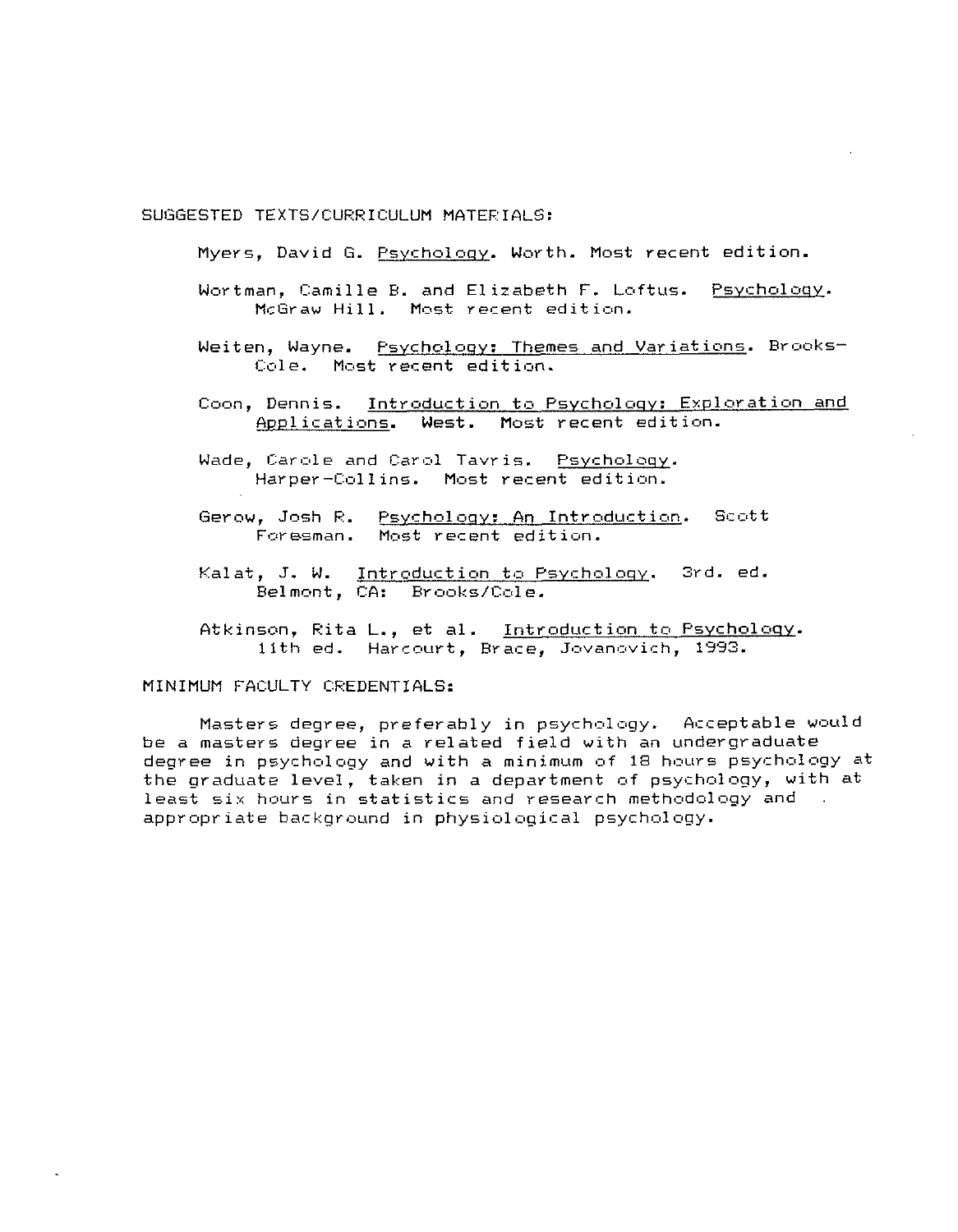SUGGESTED TEXTS/CURRICULUM MATERIALS:

Myers, David G. Psychology. Worth. Most recent edition.

Wortman, Camille B. and Elizabeth F. Loftus. Psychology. McGraw Hill. Most recent edition.

Weiten, Wayne. Psychology: Themes and Variations. Brooks-Cole. Most recent edition.

Coon, Dennis. Introduction to Psychology: Exploration and Applications. West. Most recent edition.

Wade, Carole and Carol Tavris. Psychology. Harper-Collins. Most recent edition.

Gerow, Josh R. Psychology: An Introduction. Scott Foresman. Most recent edition.

Kalat, J. W. Introduction to Psychology. 3rd. ed. Belmont, CA: Brooks/Cole.

Atkinson, Rita L., et al. Introduction to Psychology. 11th ed. Harcourt, Brace, Jovanovich, 1993.

MINIMUM FACULTY CREDENTIALS:

Masters degree, preferably in psychology. Acceptable would be a masters degree in a related field with an undergraduate degree in psychology and with a minimum of 18 hours psychology at the graduate level, taken in a department of psychology, with at least six hours in statistics and research methodology and appropriate background in physiological psychology.